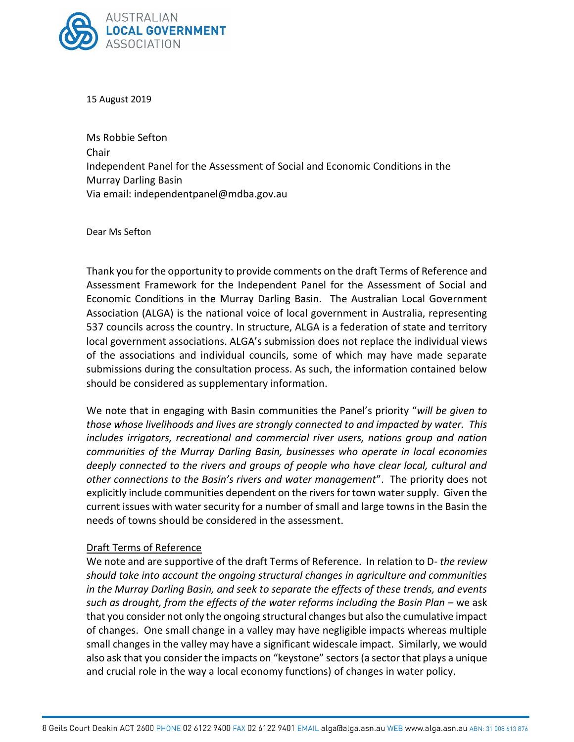AUSTRALIAN **LOCAL GOVERNMENT** ASSOCIATION

15 August 2019

Ms Robbie Sefton
Chair
Independent Panel for the Assessment of Social and Economic Conditions in the Murray Darling Basin
Via email: independentpanel@mdba.gov.au

Dear Ms Sefton

Thank you for the opportunity to provide comments on the draft Terms of Reference and Assessment Framework for the Independent Panel for the Assessment of Social and Economic Conditions in the Murray Darling Basin. The Australian Local Government Association (ALGA) is the national voice of local government in Australia, representing 537 councils across the country. In structure, ALGA is a federation of state and territory local government associations. ALGA's submission does not replace the individual views of the associations and individual councils, some of which may have made separate submissions during the consultation process. As such, the information contained below should be considered as supplementary information.

We note that in engaging with Basin communities the Panel's priority "*will be given to those whose livelihoods and lives are strongly connected to and impacted by water. This includes irrigators, recreational and commercial river users, nations group and nation communities of the Murray Darling Basin, businesses who operate in local economies deeply connected to the rivers and groups of people who have clear local, cultural and other connections to the Basin's rivers and water management*". The priority does not explicitly include communities dependent on the rivers for town water supply. Given the current issues with water security for a number of small and large towns in the Basin the needs of towns should be considered in the assessment.

<u>Draft Terms of Reference</u>

We note and are supportive of the draft Terms of Reference. In relation to D- *the review should take into account the ongoing structural changes in agriculture and communities in the Murray Darling Basin, and seek to separate the effects of these trends, and events such as drought, from the effects of the water reforms including the Basin Plan* – we ask that you consider not only the ongoing structural changes but also the cumulative impact of changes. One small change in a valley may have negligible impacts whereas multiple small changes in the valley may have a significant widescale impact. Similarly, we would also ask that you consider the impacts on "keystone" sectors (a sector that plays a unique and crucial role in the way a local economy functions) of changes in water policy.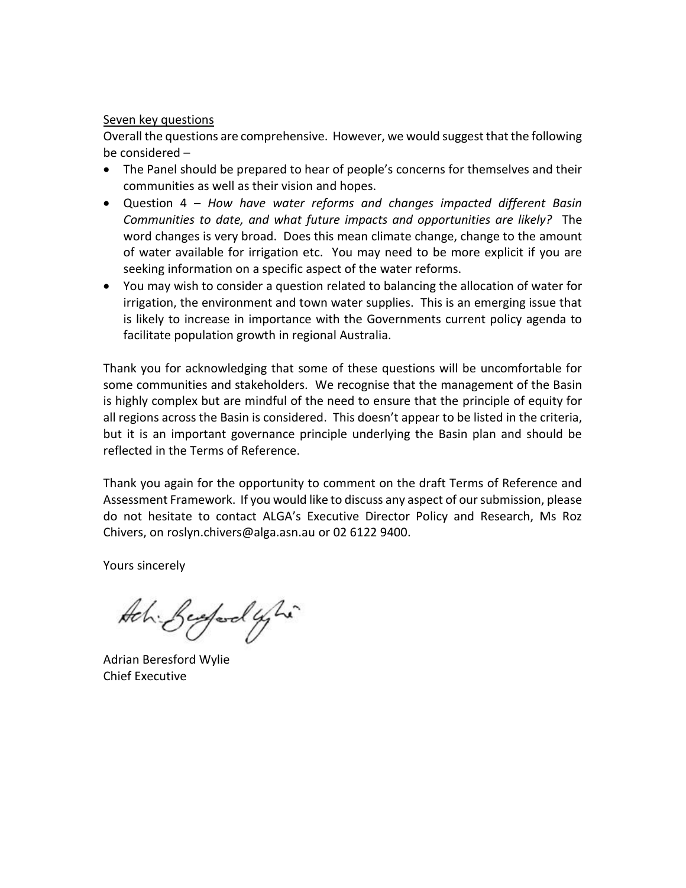Seven key questions

Overall the questions are comprehensive. However, we would suggest that the following be considered –

- The Panel should be prepared to hear of people's concerns for themselves and their communities as well as their vision and hopes.
- Question 4 – *How have water reforms and changes impacted different Basin Communities to date, and what future impacts and opportunities are likely?* The word changes is very broad. Does this mean climate change, change to the amount of water available for irrigation etc. You may need to be more explicit if you are seeking information on a specific aspect of the water reforms.
- You may wish to consider a question related to balancing the allocation of water for irrigation, the environment and town water supplies. This is an emerging issue that is likely to increase in importance with the Governments current policy agenda to facilitate population growth in regional Australia.

Thank you for acknowledging that some of these questions will be uncomfortable for some communities and stakeholders. We recognise that the management of the Basin is highly complex but are mindful of the need to ensure that the principle of equity for all regions across the Basin is considered. This doesn't appear to be listed in the criteria, but it is an important governance principle underlying the Basin plan and should be reflected in the Terms of Reference.

Thank you again for the opportunity to comment on the draft Terms of Reference and Assessment Framework. If you would like to discuss any aspect of our submission, please do not hesitate to contact ALGA's Executive Director Policy and Research, Ms Roz Chivers, on roslyn.chivers@alga.asn.au or 02 6122 9400.

Yours sincerely

Adrian Beresford Wylie
Chief Executive